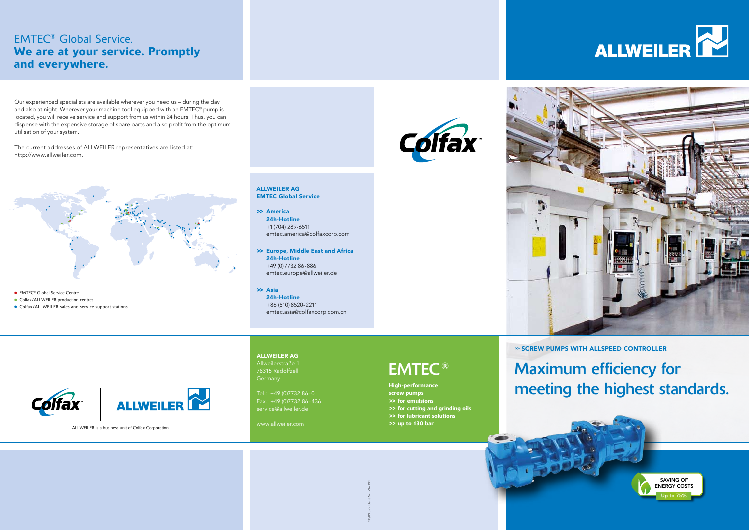# EMTEC® Global Service.

## We are at your service. Promptly and everywhere.

Our experienced specialists are available wherever you need us – during the day and also at night. Wherever your machine tool equipped with an EMTEC® pump is located, you will receive service and support from us within 24 hours. Thus, you can dispense with the expensive storage of spare parts and also profit from the optimum utilisation of your system.

The current addresses of ALLWEILER representatives are listed at: http://www.allweiler.com.

- EMTEC® Global Service Centre
- Colfax/ALLWEILER production centres
- Colfax/ALLWEILER sales and service support stations

ALLWEILER is a business unit of Colfax Corporation

**ALLWEILER AG**
**EMTEC Global Service**

**>> America**
**24h-Hotline**
+1 (704) 289-6511
emtec.america@colfaxcorp.com

**>> Europe, Middle East and Africa**
**24h-Hotline**
+49 (0)7732 86-886
emtec.europe@allweiler.de

**>> Asia**
**24h-Hotline**
+86 (510) 8520-2211
emtec.asia@colfaxcorp.com.cn

**ALLWEILER AG**
Allweilerstraße 1
78315 Radolfzell
Germany

Tel.: +49 (0)7732 86-0
Fax.: +49 (0)7732 86-436
service@allweiler.de

www.allweiler.com

GB/09.09 - Ident No. 794 491

ALLWEILER

**>> SCREW PUMPS WITH ALLSPEED CONTROLLER**

# Maximum efficiency for meeting the highest standards.

# EMTEC®

**High-performance screw pumps**
**>> for emulsions**
**>> for cutting and grinding oils**
**>> for lubricant solutions**
**>> up to 130 bar**

SAVING OF ENERGY COSTS
Up to 75%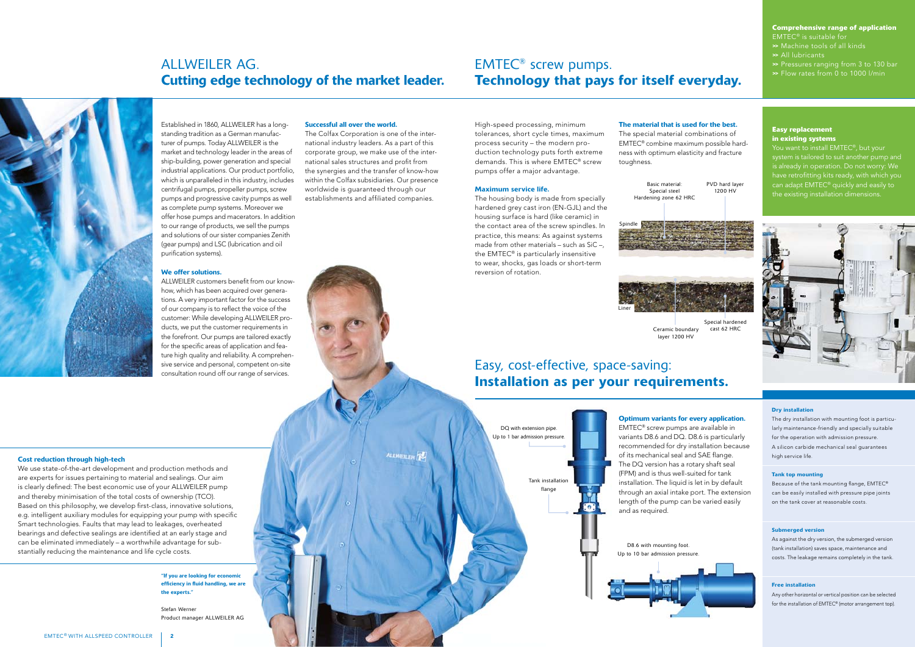# ALLWEILER AG.
## Cutting edge technology of the market leader.

Established in 1860, ALLWEILER has a long-standing tradition as a German manufacturer of pumps. Today ALLWEILER is the market and technology leader in the areas of ship-building, power generation and special industrial applications. Our product portfolio, which is unparalleled in this industry, includes centrifugal pumps, propeller pumps, screw pumps and progressive cavity pumps as well as complete pump systems. Moreover we offer hose pumps and macerators. In addition to our range of products, we sell the pumps and solutions of our sister companies Zenith (gear pumps) and LSC (lubrication and oil purification systems).

### We offer solutions.

ALLWEILER customers benefit from our know-how, which has been acquired over generations. A very important factor for the success of our company is to reflect the voice of the customer: While developing ALLWEILER products, we put the customer requirements in the forefront. Our pumps are tailored exactly for the specific areas of application and feature high quality and reliability. A comprehensive service and personal, competent on-site consultation round off our range of services.

### Successful all over the world.

The Colfax Corporation is one of the international industry leaders. As a part of this corporate group, we make use of the international sales structures and profit from the synergies and the transfer of know-how within the Colfax subsidiaries. Our presence worldwide is guaranteed through our establishments and affiliated companies.

### Cost reduction through high-tech

We use state-of-the-art development and production methods and are experts for issues pertaining to material and sealings. Our aim is clearly defined: The best economic use of your ALLWEILER pump and thereby minimisation of the total costs of ownership (TCO). Based on this philosophy, we develop first-class, innovative solutions, e.g. intelligent auxiliary modules for equipping your pump with specific Smart technologies. Faults that may lead to leakages, overheated bearings and defective sealings are identified at an early stage and can be eliminated immediately – a worthwhile advantage for substantially reducing the maintenance and life cycle costs.

**"If you are looking for economic efficiency in fluid handling, we are the experts."**

Stefan Werner
Product manager ALLWEILER AG

# EMTEC® screw pumps.
## Technology that pays for itself everyday.

High-speed processing, minimum tolerances, short cycle times, maximum process security – the modern production technology puts forth extreme demands. This is where EMTEC® screw pumps offer a major advantage.

### Maximum service life.

The housing body is made from specially hardened grey cast iron (EN-GJL) and the housing surface is hard (like ceramic) in the contact area of the screw spindles. In practice, this means: As against systems made from other materials – such as SiC –, the EMTEC® is particularly insensitive to wear, shocks, gas loads or short-term reversion of rotation.

### The material that is used for the best.

The special material combinations of EMTEC® combine maximum possible hardness with optimum elasticity and fracture toughness.

Basic material: Special steel Hardening zone 62 HRC
PVD hard layer 1200 HV
Spindle
Liner
Ceramic boundary layer 1200 HV
Special hardened cast 62 HRC

### Comprehensive range of application

EMTEC® is suitable for
- Machine tools of all kinds
- All lubricants
- Pressures ranging from 3 to 130 bar
- Flow rates from 0 to 1000 l/min

### Easy replacement in existing systems

You want to install EMTEC®, but your system is tailored to suit another pump and is already in operation. Do not worry: We have retrofitting kits ready, with which you can adapt EMTEC® quickly and easily to the existing installation dimensions.

# Easy, cost-effective, space-saving:
## Installation as per your requirements.

DQ with extension pipe. Up to 1 bar admission pressure.

Tank installation flange

D8.6 with mounting foot. Up to 10 bar admission pressure.

### Optimum variants for every application.

EMTEC® screw pumps are available in variants D8.6 and DQ. D8.6 is particularly recommended for dry installation because of its mechanical seal and SAE flange. The DQ version has a rotary shaft seal (FPM) and is thus well-suited for tank installation. The liquid is let in by default through an axial intake port. The extension length of the pump can be varied easily and as required.

#### Dry installation

The dry installation with mounting foot is particularly maintenance-friendly and specially suitable for the operation with admission pressure. A silicon carbide mechanical seal guarantees high service life.

#### Tank top mounting

Because of the tank mounting flange, EMTEC® can be easily installed with pressure pipe joints on the tank cover at reasonable costs.

#### Submerged version

As against the dry version, the submerged version (tank installation) saves space, maintenance and costs. The leakage remains completely in the tank.

#### Free installation

Any other horizontal or vertical position can be selected for the installation of EMTEC® (motor arrangement top).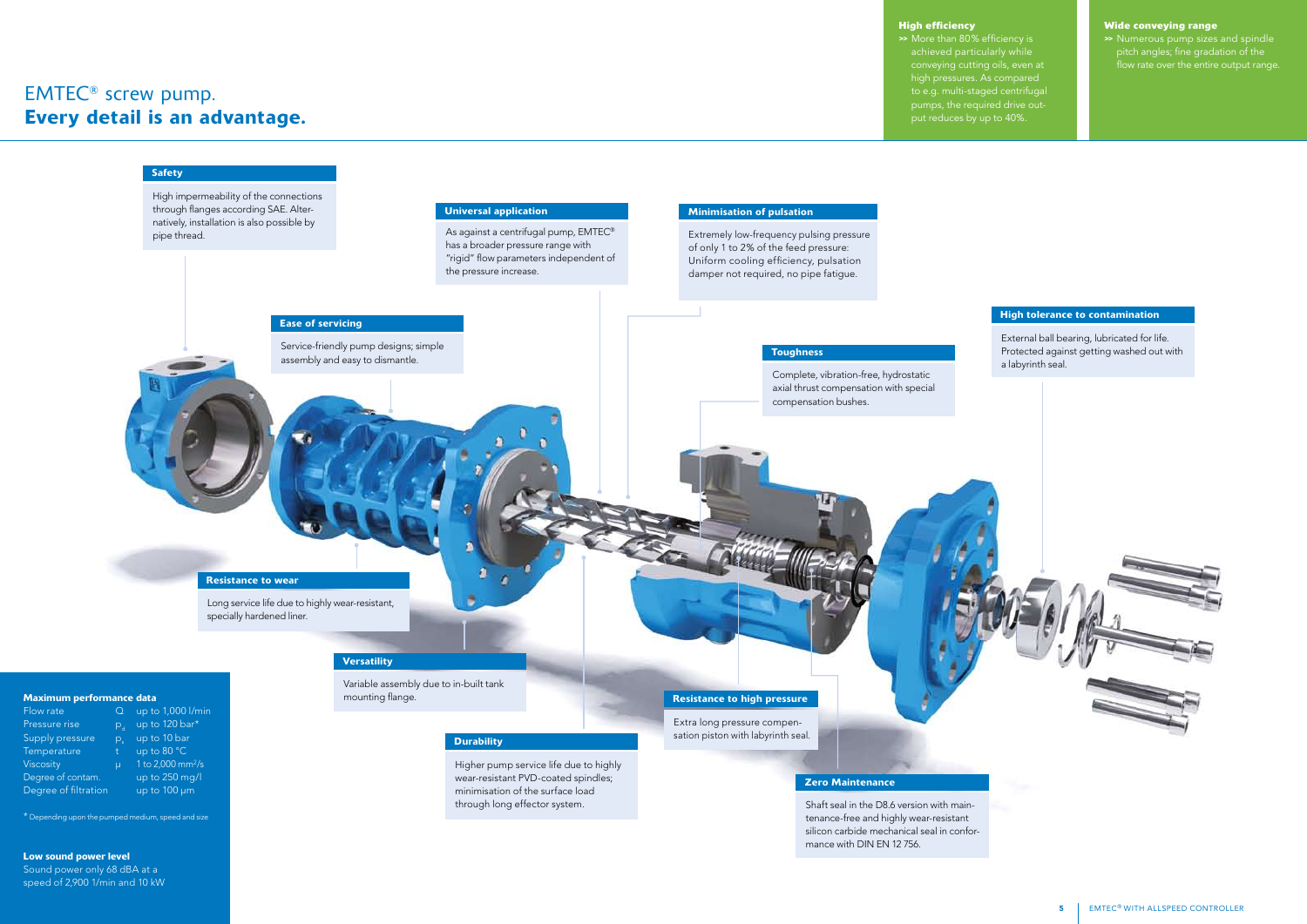# EMTEC® screw pump.
## Every detail is an advantage.

**High efficiency**

>> More than 80% efficiency is achieved particularly while conveying cutting oils, even at high pressures. As compared to e.g. multi-staged centrifugal pumps, the required drive output reduces by up to 40%.

**Wide conveying range**

>> Numerous pump sizes and spindle pitch angles; fine gradation of the flow rate over the entire output range.

**Safety**

High impermeability of the connections through flanges according SAE. Alternatively, installation is also possible by pipe thread.

**Universal application**

As against a centrifugal pump, EMTEC® has a broader pressure range with "rigid" flow parameters independent of the pressure increase.

**Minimisation of pulsation**

Extremely low-frequency pulsing pressure of only 1 to 2% of the feed pressure: Uniform cooling efficiency, pulsation damper not required, no pipe fatigue.

**Ease of servicing**

Service-friendly pump designs; simple assembly and easy to dismantle.

**High tolerance to contamination**

External ball bearing, lubricated for life. Protected against getting washed out with a labyrinth seal.

**Toughness**

Complete, vibration-free, hydrostatic axial thrust compensation with special compensation bushes.

**Resistance to wear**

Long service life due to highly wear-resistant, specially hardened liner.

**Versatility**

Variable assembly due to in-built tank mounting flange.

**Resistance to high pressure**

Extra long pressure compensation piston with labyrinth seal.

**Durability**

Higher pump service life due to highly wear-resistant PVD-coated spindles; minimisation of the surface load through long effector system.

**Zero Maintenance**

Shaft seal in the D8.6 version with maintenance-free and highly wear-resistant silicon carbide mechanical seal in conformance with DIN EN 12 756.

**Maximum performance data**

| | | |
|---|---|---|
| Flow rate | Q | up to 1,000 l/min |
| Pressure rise | $p_d$ | up to 120 bar* |
| Supply pressure | $p_s$ | up to 10 bar |
| Temperature | t | up to 80 °C |
| Viscosity | μ | 1 to 2,000 mm²/s |
| Degree of contam. | | up to 250 mg/l |
| Degree of filtration | | up to 100 μm |

\* Depending upon the pumped medium, speed and size

**Low sound power level**

Sound power only 68 dBA at a speed of 2,900 1/min and 10 kW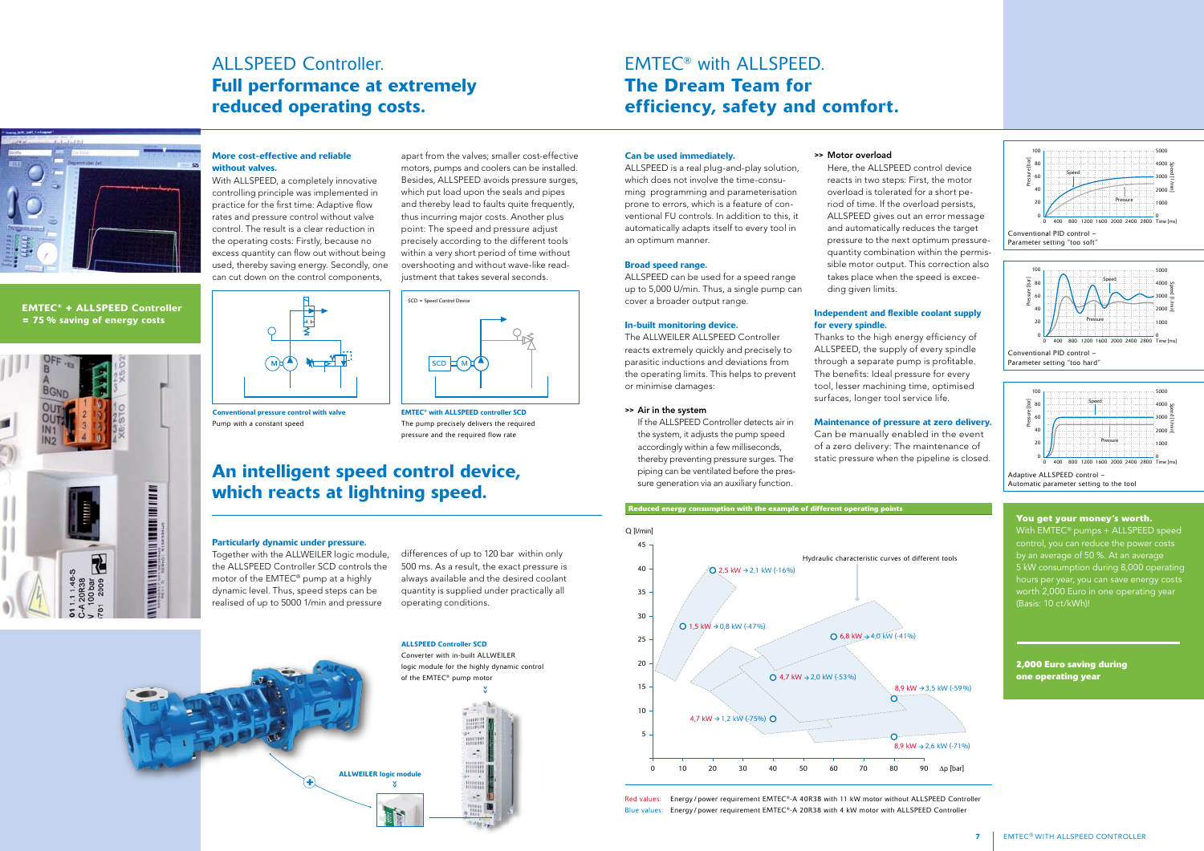# ALLSPEED Controller.
## Full performance at extremely reduced operating costs.

**EMTEC® + ALLSPEED Controller = 75 % saving of energy costs**

### More cost-effective and reliable without valves.

With ALLSPEED, a completely innovative controlling principle was implemented in practice for the first time: Adaptive flow rates and pressure control without valve control. The result is a clear reduction in the operating costs: Firstly, because no excess quantity can flow out without being used, thereby saving energy. Secondly, one can cut down on the control components, apart from the valves; smaller cost-effective motors, pumps and coolers can be installed. Besides, ALLSPEED avoids pressure surges, which put load upon the seals and pipes and thereby lead to faults quite frequently, thus incurring major costs. Another plus point: The speed and pressure adjust precisely according to the different tools within a very short period of time without overshooting and without wave-like readjustment that takes several seconds.

**Conventional pressure control with valve**
Pump with a constant speed

SCD = Speed Control Device

**EMTEC® with ALLSPEED controller SCD**
The pump precisely delivers the required pressure and the required flow rate

## An intelligent speed control device, which reacts at lightning speed.

### Particularly dynamic under pressure.

Together with the ALLWEILER logic module, the ALLSPEED Controller SCD controls the motor of the EMTEC® pump at a highly dynamic level. Thus, speed steps can be realised of up to 5000 1/min and pressure differences of up to 120 bar within only 500 ms. As a result, the exact pressure is always available and the desired coolant quantity is supplied under practically all operating conditions.

**ALLSPEED Controller SCD**
Converter with in-built ALLWEILER logic module for the highly dynamic control of the EMTEC® pump motor

**ALLWEILER logic module**

# EMTEC® with ALLSPEED.
## The Dream Team for efficiency, safety and comfort.

### Can be used immediately.

ALLSPEED is a real plug-and-play solution, which does not involve the time-consuming programming and parameterisation prone to errors, which is a feature of conventional FU controls. In addition to this, it automatically adapts itself to every tool in an optimum manner.

### Broad speed range.

ALLSPEED can be used for a speed range up to 5,000 U/min. Thus, a single pump can cover a broader output range.

### In-built monitoring device.

The ALLWEILER ALLSPEED Controller reacts extremely quickly and precisely to parasitic inductions and deviations from the operating limits. This helps to prevent or minimise damages:

>> **Air in the system**
If the ALLSPEED Controller detects air in the system, it adjusts the pump speed accordingly within a few milliseconds, thereby preventing pressure surges. The piping can be ventilated before the pressure generation via an auxiliary function.

>> **Motor overload**
Here, the ALLSPEED control device reacts in two steps: First, the motor overload is tolerated for a short period of time. If the overload persists, ALLSPEED gives out an error message and automatically reduces the target pressure to the next optimum pressure-quantity combination within the permissible motor output. This correction also takes place when the speed is exceeding given limits.

### Independent and flexible coolant supply for every spindle.

Thanks to the high energy efficiency of ALLSPEED, the supply of every spindle through a separate pump is profitable. The benefits: Ideal pressure for every tool, lesser machining time, optimised surfaces, longer tool service life.

### Maintenance of pressure at zero delivery.

Can be manually enabled in the event of a zero delivery. The maintenance of static pressure when the pipeline is closed.

Pressure [bar]
Speed [1/min]
Speed
Pressure
Time [ms]
0 400 800 1200 1600 2000 2400 2800
0 20 40 60 80 100
0 1000 2000 3000 4000 5000

Conventional PID control – Parameter setting "too soft"

Conventional PID control – Parameter setting "too hard"

Adaptive ALLSPEED control – Automatic parameter setting to the tool

**Reduced energy consumption with the example of different operating points**

Q [l/min]
Δp [bar]
Hydraulic characteristic curves of different tools
2,5 kW → 2,1 kW (-16%)
1,5 kW → 0,8 kW (-47%)
6,8 kW → 4,0 kW (-41%)
4,7 kW → 2,0 kW (-53%)
8,9 kW → 3,5 kW (-59%)
4,7 kW → 1,2 kW (-75%)
8,9 kW → 2,6 kW (-71%)

Red values: Energy / power requirement EMTEC®-A 40R38 with 11 kW motor without ALLSPEED Controller
Blue values: Energy / power requirement EMTEC®-A 20R38 with 4 kW motor with ALLSPEED Controller

**You get your money's worth.**
With EMTEC® pumps + ALLSPEED speed control, you can reduce the power costs by an average of 50 %. At an average 5 kW consumption during 8,000 operating hours per year, you can save energy costs worth 2,000 Euro in one operating year (Basis: 10 ct/kWh)!

**2,000 Euro saving during one operating year**